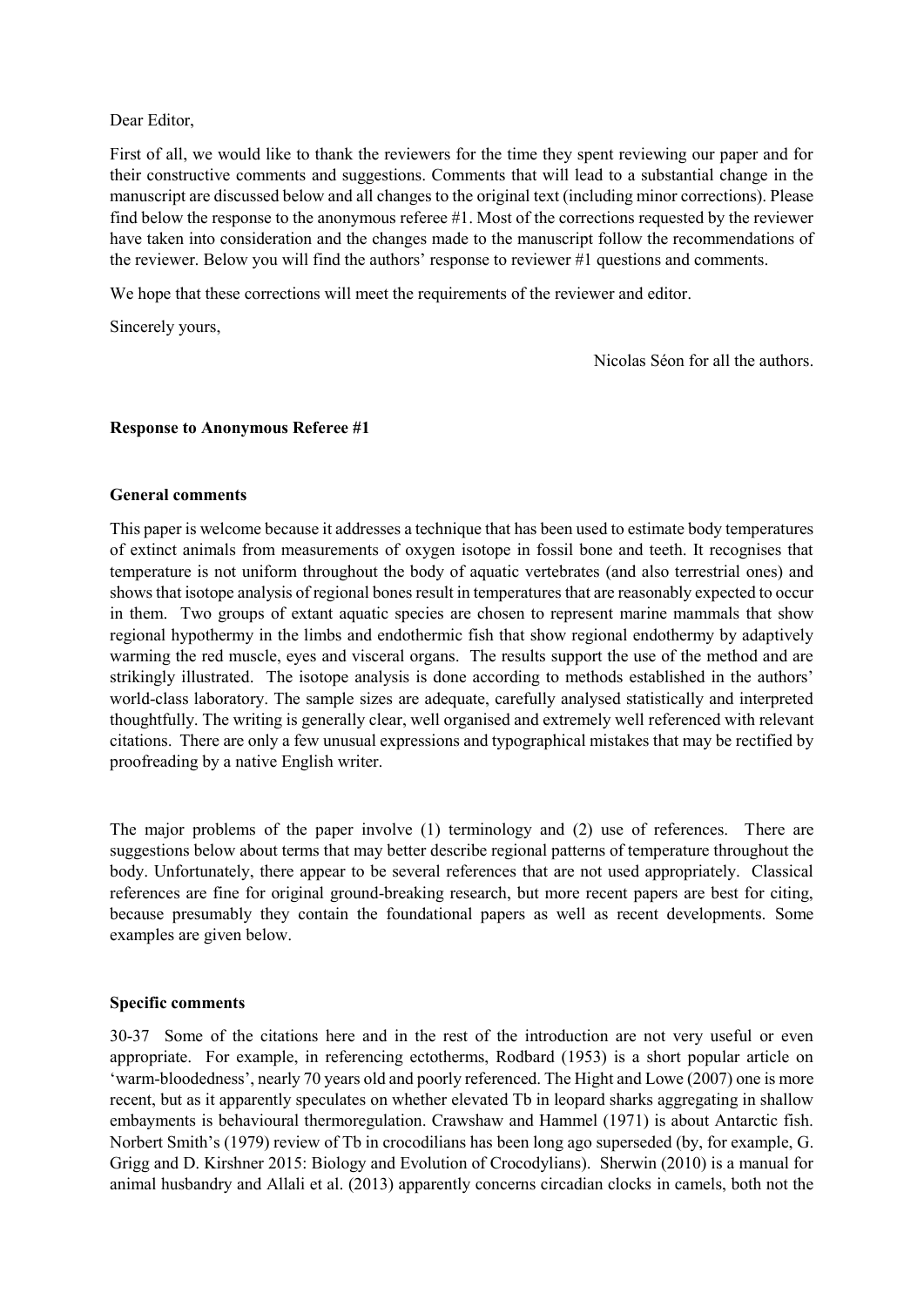Dear Editor,

First of all, we would like to thank the reviewers for the time they spent reviewing our paper and for their constructive comments and suggestions. Comments that will lead to a substantial change in the manuscript are discussed below and all changes to the original text (including minor corrections). Please find below the response to the anonymous referee #1. Most of the corrections requested by the reviewer have taken into consideration and the changes made to the manuscript follow the recommendations of the reviewer. Below you will find the authors' response to reviewer #1 questions and comments.

We hope that these corrections will meet the requirements of the reviewer and editor.

Sincerely yours,

Nicolas Séon for all the authors.

**Response to Anonymous Referee #1**

**General comments**

This paper is welcome because it addresses a technique that has been used to estimate body temperatures of extinct animals from measurements of oxygen isotope in fossil bone and teeth. It recognises that temperature is not uniform throughout the body of aquatic vertebrates (and also terrestrial ones) and shows that isotope analysis of regional bones result in temperatures that are reasonably expected to occur in them. Two groups of extant aquatic species are chosen to represent marine mammals that show regional hypothermy in the limbs and endothermic fish that show regional endothermy by adaptively warming the red muscle, eyes and visceral organs. The results support the use of the method and are strikingly illustrated. The isotope analysis is done according to methods established in the authors' world-class laboratory. The sample sizes are adequate, carefully analysed statistically and interpreted thoughtfully. The writing is generally clear, well organised and extremely well referenced with relevant citations. There are only a few unusual expressions and typographical mistakes that may be rectified by proofreading by a native English writer.

The major problems of the paper involve (1) terminology and (2) use of references. There are suggestions below about terms that may better describe regional patterns of temperature throughout the body. Unfortunately, there appear to be several references that are not used appropriately. Classical references are fine for original ground-breaking research, but more recent papers are best for citing, because presumably they contain the foundational papers as well as recent developments. Some examples are given below.

**Specific comments**

30-37 Some of the citations here and in the rest of the introduction are not very useful or even appropriate. For example, in referencing ectotherms, Rodbard (1953) is a short popular article on 'warm-bloodedness', nearly 70 years old and poorly referenced. The Hight and Lowe (2007) one is more recent, but as it apparently speculates on whether elevated Tb in leopard sharks aggregating in shallow embayments is behavioural thermoregulation. Crawshaw and Hammel (1971) is about Antarctic fish. Norbert Smith's (1979) review of Tb in crocodilians has been long ago superseded (by, for example, G. Grigg and D. Kirshner 2015: Biology and Evolution of Crocodylians). Sherwin (2010) is a manual for animal husbandry and Allali et al. (2013) apparently concerns circadian clocks in camels, both not the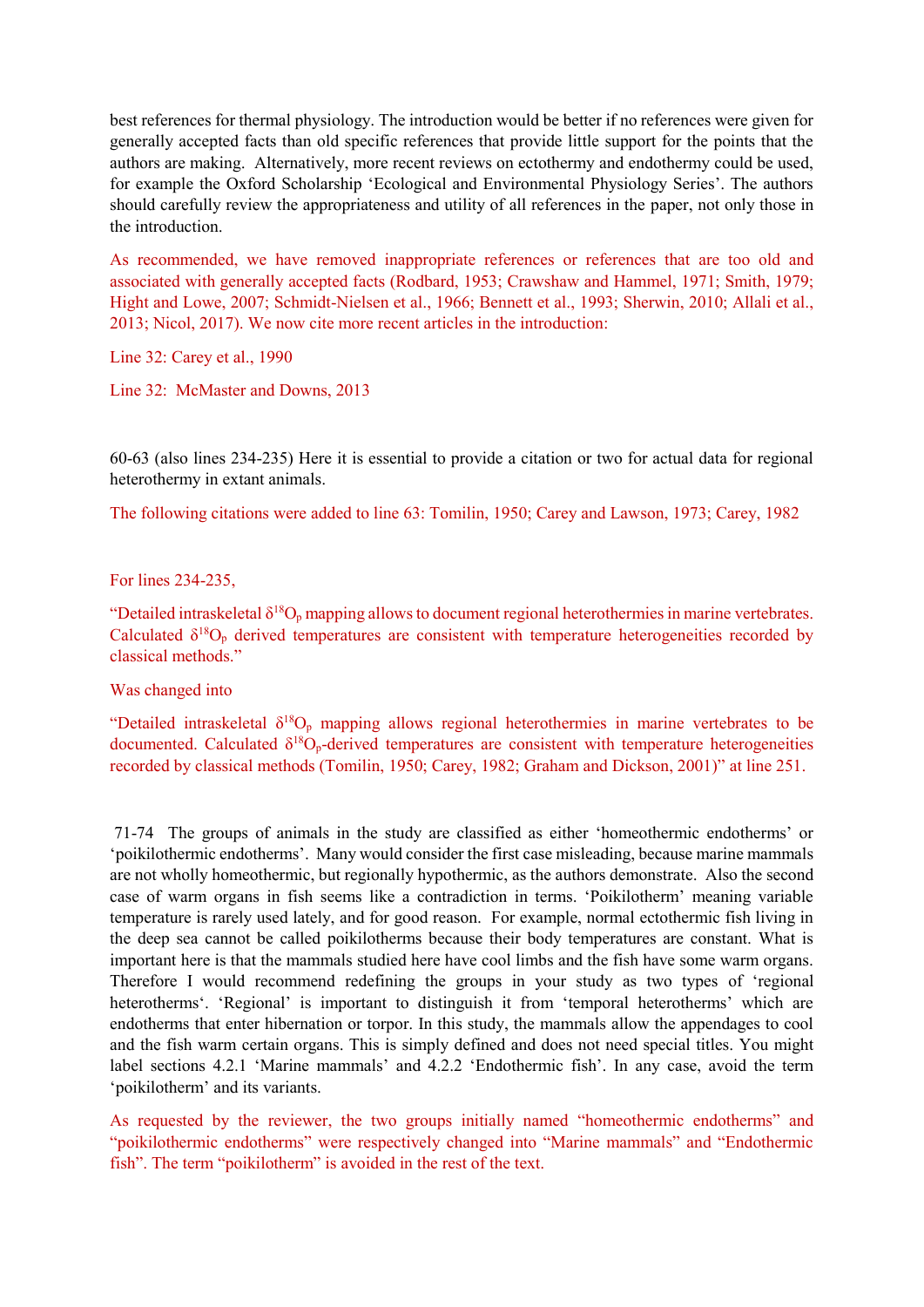best references for thermal physiology. The introduction would be better if no references were given for generally accepted facts than old specific references that provide little support for the points that the authors are making. Alternatively, more recent reviews on ectothermy and endothermy could be used, for example the Oxford Scholarship 'Ecological and Environmental Physiology Series'. The authors should carefully review the appropriateness and utility of all references in the paper, not only those in the introduction.

As recommended, we have removed inappropriate references or references that are too old and associated with generally accepted facts (Rodbard, 1953; Crawshaw and Hammel, 1971; Smith, 1979; Hight and Lowe, 2007; Schmidt-Nielsen et al., 1966; Bennett et al., 1993; Sherwin, 2010; Allali et al., 2013; Nicol, 2017). We now cite more recent articles in the introduction:

Line 32: Carey et al., 1990

Line 32: McMaster and Downs, 2013

60-63 (also lines 234-235) Here it is essential to provide a citation or two for actual data for regional heterothermy in extant animals.

The following citations were added to line 63: Tomilin, 1950; Carey and Lawson, 1973; Carey, 1982

For lines 234-235,

"Detailed intraskeletal $\delta^{18}O_p$ mapping allows to document regional heterothermies in marine vertebrates. Calculated $\delta^{18}O_p$ derived temperatures are consistent with temperature heterogeneities recorded by classical methods."

Was changed into

"Detailed intraskeletal $\delta^{18}O_p$ mapping allows regional heterothermies in marine vertebrates to be documented. Calculated $\delta^{18}O_p$-derived temperatures are consistent with temperature heterogeneities recorded by classical methods (Tomilin, 1950; Carey, 1982; Graham and Dickson, 2001)" at line 251.

71-74 The groups of animals in the study are classified as either 'homeothermic endotherms' or 'poikilothermic endotherms'. Many would consider the first case misleading, because marine mammals are not wholly homeothermic, but regionally hypothermic, as the authors demonstrate. Also the second case of warm organs in fish seems like a contradiction in terms. 'Poikilotherm' meaning variable temperature is rarely used lately, and for good reason. For example, normal ectothermic fish living in the deep sea cannot be called poikilotherms because their body temperatures are constant. What is important here is that the mammals studied here have cool limbs and the fish have some warm organs. Therefore I would recommend redefining the groups in your study as two types of 'regional heterotherms'. 'Regional' is important to distinguish it from 'temporal heterotherms' which are endotherms that enter hibernation or torpor. In this study, the mammals allow the appendages to cool and the fish warm certain organs. This is simply defined and does not need special titles. You might label sections 4.2.1 'Marine mammals' and 4.2.2 'Endothermic fish'. In any case, avoid the term 'poikilotherm' and its variants.

As requested by the reviewer, the two groups initially named "homeothermic endotherms" and "poikilothermic endotherms" were respectively changed into "Marine mammals" and "Endothermic fish". The term "poikilotherm" is avoided in the rest of the text.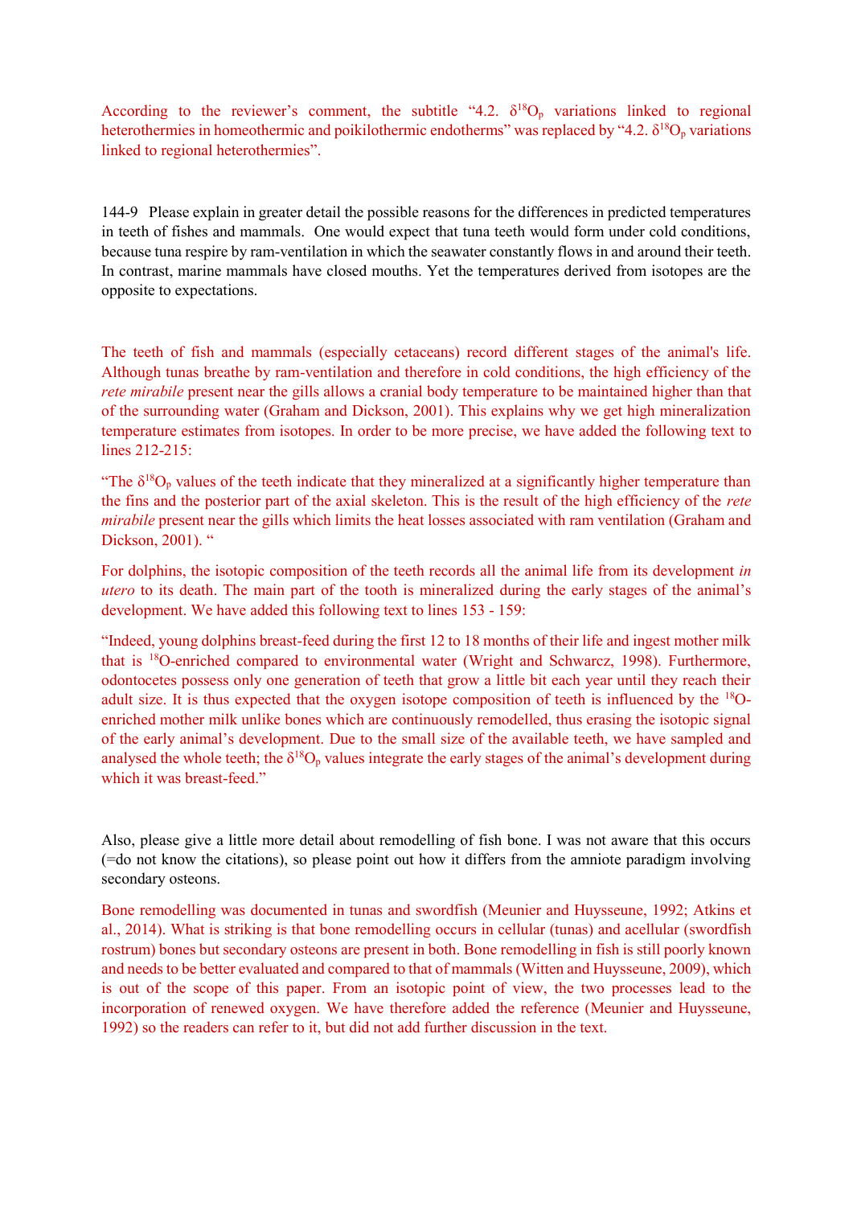According to the reviewer's comment, the subtitle "4.2. $\delta^{18}O_p$ variations linked to regional heterothermies in homeothermic and poikilothermic endotherms" was replaced by "4.2. $\delta^{18}O_p$ variations linked to regional heterothermies".

144-9 Please explain in greater detail the possible reasons for the differences in predicted temperatures in teeth of fishes and mammals. One would expect that tuna teeth would form under cold conditions, because tuna respire by ram-ventilation in which the seawater constantly flows in and around their teeth. In contrast, marine mammals have closed mouths. Yet the temperatures derived from isotopes are the opposite to expectations.

The teeth of fish and mammals (especially cetaceans) record different stages of the animal's life. Although tunas breathe by ram-ventilation and therefore in cold conditions, the high efficiency of the *rete mirabile* present near the gills allows a cranial body temperature to be maintained higher than that of the surrounding water (Graham and Dickson, 2001). This explains why we get high mineralization temperature estimates from isotopes. In order to be more precise, we have added the following text to lines 212-215:

"The $\delta^{18}O_p$ values of the teeth indicate that they mineralized at a significantly higher temperature than the fins and the posterior part of the axial skeleton. This is the result of the high efficiency of the *rete mirabile* present near the gills which limits the heat losses associated with ram ventilation (Graham and Dickson, 2001). "

For dolphins, the isotopic composition of the teeth records all the animal life from its development *in utero* to its death. The main part of the tooth is mineralized during the early stages of the animal's development. We have added this following text to lines 153 - 159:

"Indeed, young dolphins breast-feed during the first 12 to 18 months of their life and ingest mother milk that is $^{18}O$-enriched compared to environmental water (Wright and Schwarcz, 1998). Furthermore, odontocetes possess only one generation of teeth that grow a little bit each year until they reach their adult size. It is thus expected that the oxygen isotope composition of teeth is influenced by the $^{18}O$-enriched mother milk unlike bones which are continuously remodelled, thus erasing the isotopic signal of the early animal's development. Due to the small size of the available teeth, we have sampled and analysed the whole teeth; the $\delta^{18}O_p$ values integrate the early stages of the animal's development during which it was breast-feed."

Also, please give a little more detail about remodelling of fish bone. I was not aware that this occurs (=do not know the citations), so please point out how it differs from the amniote paradigm involving secondary osteons.

Bone remodelling was documented in tunas and swordfish (Meunier and Huysseune, 1992; Atkins et al., 2014). What is striking is that bone remodelling occurs in cellular (tunas) and acellular (swordfish rostrum) bones but secondary osteons are present in both. Bone remodelling in fish is still poorly known and needs to be better evaluated and compared to that of mammals (Witten and Huysseune, 2009), which is out of the scope of this paper. From an isotopic point of view, the two processes lead to the incorporation of renewed oxygen. We have therefore added the reference (Meunier and Huysseune, 1992) so the readers can refer to it, but did not add further discussion in the text.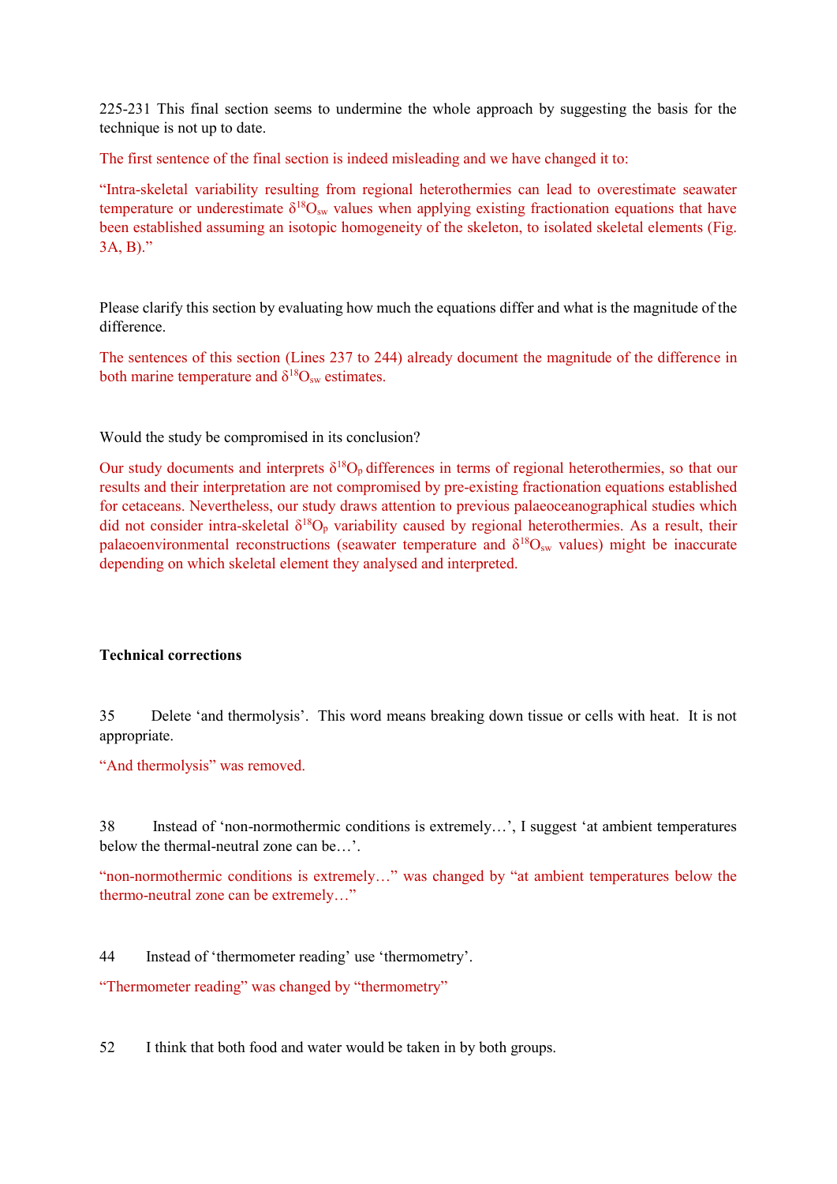225-231 This final section seems to undermine the whole approach by suggesting the basis for the technique is not up to date.

The first sentence of the final section is indeed misleading and we have changed it to:

"Intra-skeletal variability resulting from regional heterothermies can lead to overestimate seawater temperature or underestimate $\delta^{18}O_{sw}$ values when applying existing fractionation equations that have been established assuming an isotopic homogeneity of the skeleton, to isolated skeletal elements (Fig. 3A, B)."

Please clarify this section by evaluating how much the equations differ and what is the magnitude of the difference.

The sentences of this section (Lines 237 to 244) already document the magnitude of the difference in both marine temperature and $\delta^{18}O_{sw}$ estimates.

Would the study be compromised in its conclusion?

Our study documents and interprets $\delta^{18}O_p$ differences in terms of regional heterothermies, so that our results and their interpretation are not compromised by pre-existing fractionation equations established for cetaceans. Nevertheless, our study draws attention to previous palaeoceanographical studies which did not consider intra-skeletal $\delta^{18}O_p$ variability caused by regional heterothermies. As a result, their palaeoenvironmental reconstructions (seawater temperature and $\delta^{18}O_{sw}$ values) might be inaccurate depending on which skeletal element they analysed and interpreted.

**Technical corrections**

35 Delete 'and thermolysis'. This word means breaking down tissue or cells with heat. It is not appropriate.

"And thermolysis" was removed.

38 Instead of 'non-normothermic conditions is extremely…', I suggest 'at ambient temperatures below the thermal-neutral zone can be…'.

"non-normothermic conditions is extremely…" was changed by "at ambient temperatures below the thermo-neutral zone can be extremely…"

44 Instead of 'thermometer reading' use 'thermometry'.

"Thermometer reading" was changed by "thermometry"

52 I think that both food and water would be taken in by both groups.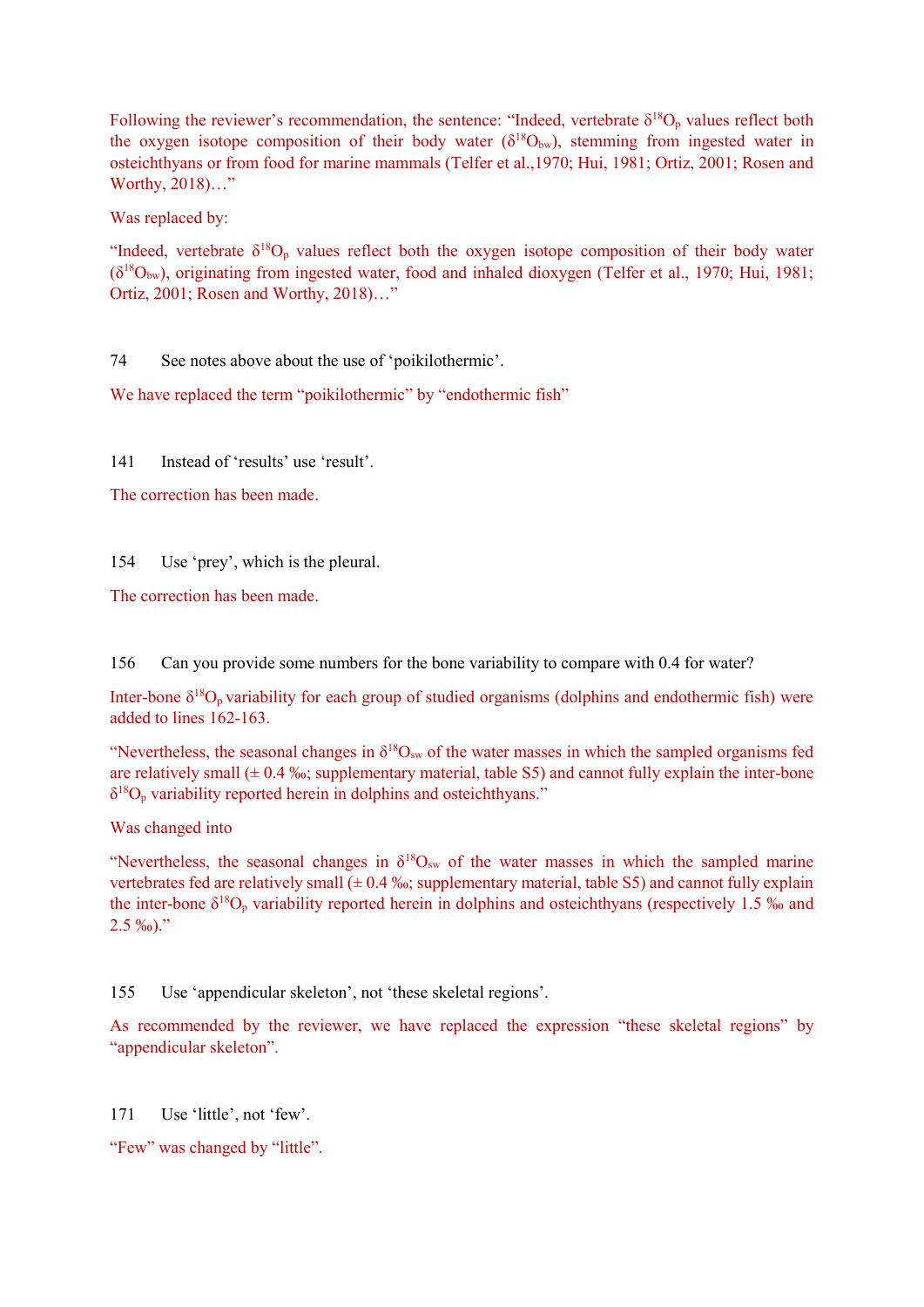Following the reviewer's recommendation, the sentence: "Indeed, vertebrate $\delta^{18}O_p$ values reflect both the oxygen isotope composition of their body water ($\delta^{18}O_{bw}$), stemming from ingested water in osteichthyans or from food for marine mammals (Telfer et al.,1970; Hui, 1981; Ortiz, 2001; Rosen and Worthy, 2018)…"

Was replaced by:

"Indeed, vertebrate $\delta^{18}O_p$ values reflect both the oxygen isotope composition of their body water ($\delta^{18}O_{bw}$), originating from ingested water, food and inhaled dioxygen (Telfer et al., 1970; Hui, 1981; Ortiz, 2001; Rosen and Worthy, 2018)…"

74 See notes above about the use of 'poikilothermic'.

We have replaced the term "poikilothermic" by "endothermic fish"

141 Instead of 'results' use 'result'.

The correction has been made.

154 Use 'prey', which is the pleural.

The correction has been made.

156 Can you provide some numbers for the bone variability to compare with 0.4 for water?

Inter-bone $\delta^{18}O_p$ variability for each group of studied organisms (dolphins and endothermic fish) were added to lines 162-163.

"Nevertheless, the seasonal changes in $\delta^{18}O_{sw}$ of the water masses in which the sampled organisms fed are relatively small (± 0.4 ‰; supplementary material, table S5) and cannot fully explain the inter-bone $\delta^{18}O_p$ variability reported herein in dolphins and osteichthyans."

Was changed into

"Nevertheless, the seasonal changes in $\delta^{18}O_{sw}$ of the water masses in which the sampled marine vertebrates fed are relatively small (± 0.4 ‰; supplementary material, table S5) and cannot fully explain the inter-bone $\delta^{18}O_p$ variability reported herein in dolphins and osteichthyans (respectively 1.5 ‰ and 2.5 ‰)."

155 Use 'appendicular skeleton', not 'these skeletal regions'.

As recommended by the reviewer, we have replaced the expression "these skeletal regions" by "appendicular skeleton".

171 Use 'little', not 'few'.

"Few" was changed by "little".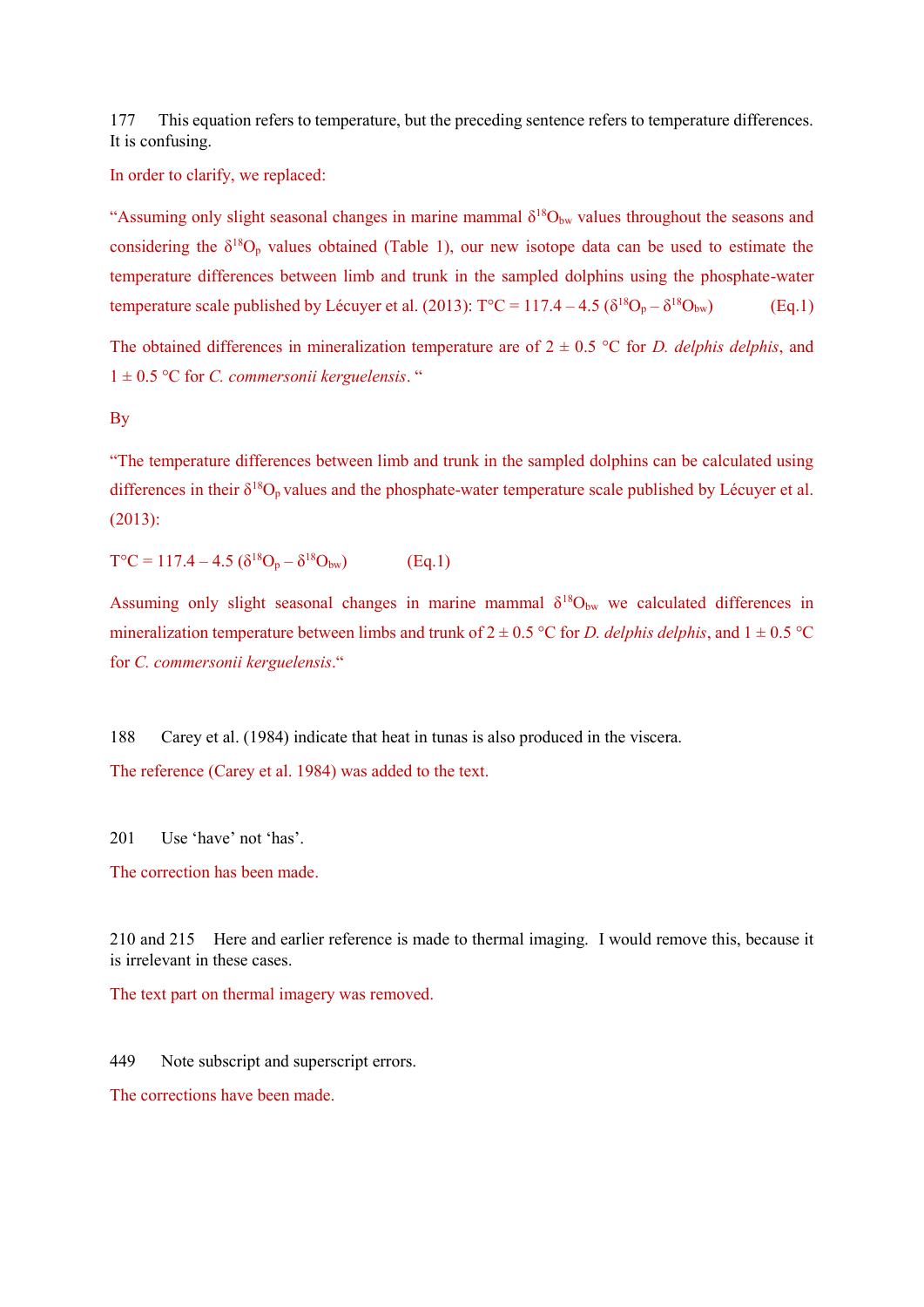177 This equation refers to temperature, but the preceding sentence refers to temperature differences. It is confusing.

In order to clarify, we replaced:

"Assuming only slight seasonal changes in marine mammal $\delta^{18}O_{bw}$ values throughout the seasons and considering the $\delta^{18}O_p$ values obtained (Table 1), our new isotope data can be used to estimate the temperature differences between limb and trunk in the sampled dolphins using the phosphate-water temperature scale published by Lécuyer et al. (2013): $T°C = 117.4 – 4.5 (\delta^{18}O_p – \delta^{18}O_{bw})$ (Eq.1)

The obtained differences in mineralization temperature are of 2 ± 0.5 °C for *D. delphis delphis*, and 1 ± 0.5 °C for *C. commersonii kerguelensis*. "

By

"The temperature differences between limb and trunk in the sampled dolphins can be calculated using differences in their $\delta^{18}O_p$ values and the phosphate-water temperature scale published by Lécuyer et al. (2013):

$T°C = 117.4 – 4.5 (\delta^{18}O_p – \delta^{18}O_{bw})$ (Eq.1)

Assuming only slight seasonal changes in marine mammal $\delta^{18}O_{bw}$ we calculated differences in mineralization temperature between limbs and trunk of 2 ± 0.5 °C for *D. delphis delphis*, and 1 ± 0.5 °C for *C. commersonii kerguelensis*."

188 Carey et al. (1984) indicate that heat in tunas is also produced in the viscera.

The reference (Carey et al. 1984) was added to the text.

201 Use 'have' not 'has'.

The correction has been made.

210 and 215 Here and earlier reference is made to thermal imaging. I would remove this, because it is irrelevant in these cases.

The text part on thermal imagery was removed.

449 Note subscript and superscript errors.

The corrections have been made.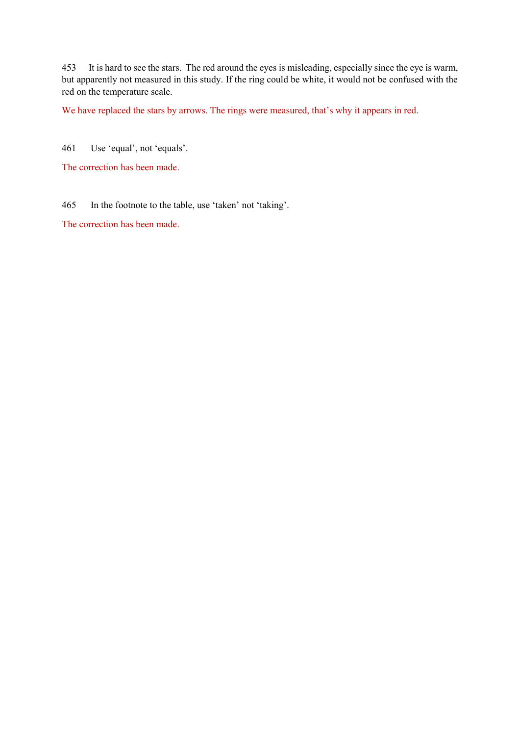453 It is hard to see the stars. The red around the eyes is misleading, especially since the eye is warm, but apparently not measured in this study. If the ring could be white, it would not be confused with the red on the temperature scale.

We have replaced the stars by arrows. The rings were measured, that's why it appears in red.

461 Use 'equal', not 'equals'.

The correction has been made.

465 In the footnote to the table, use 'taken' not 'taking'.

The correction has been made.